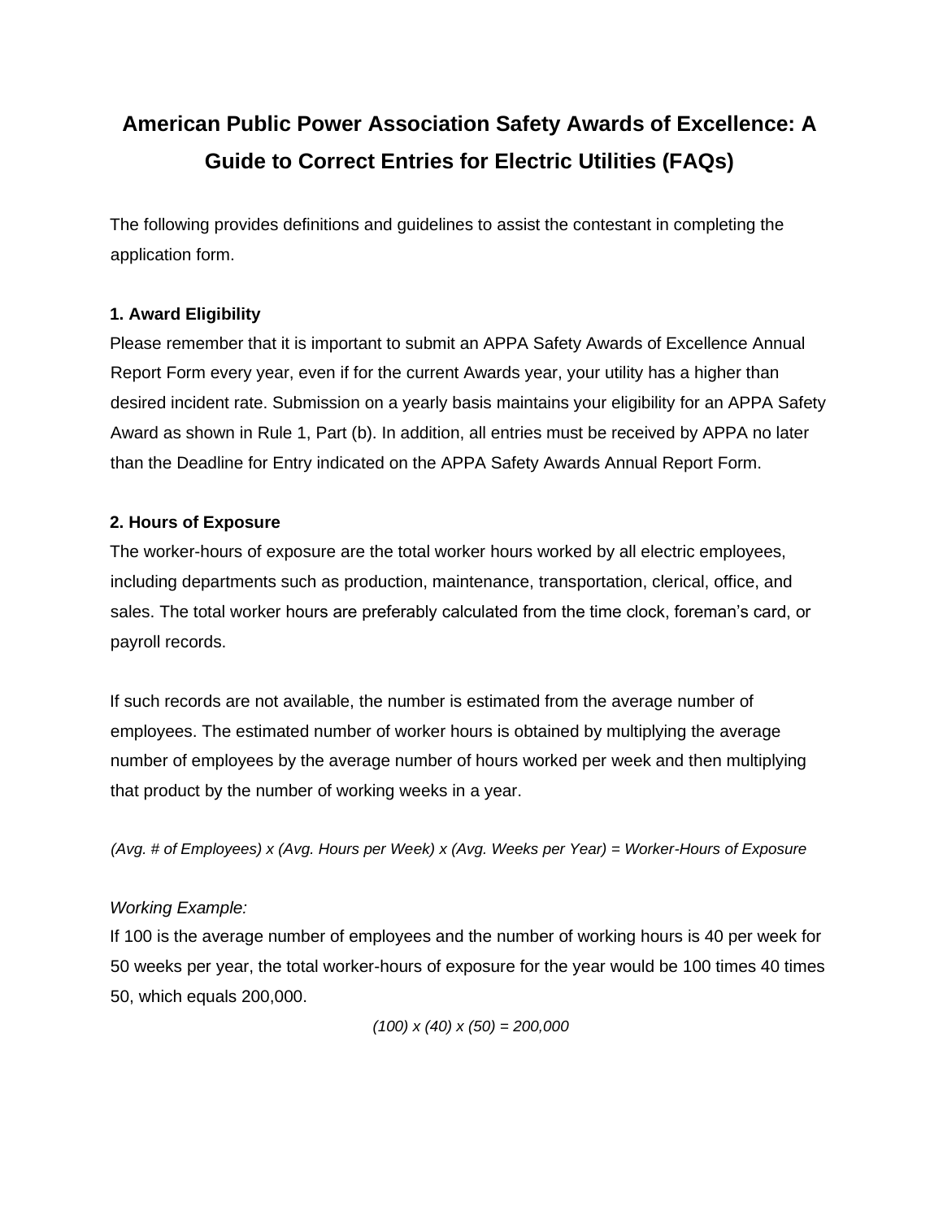# American Public Power Association Safety Awards of Excellence: A Guide to Correct Entries for Electric Utilities (FAQs)

The following provides definitions and guidelines to assist the contestant in completing the application form.

### 1. Award Eligibility

Please remember that it is important to submit an APPA Safety Awards of Excellence Annual Report Form every year, even if for the current Awards year, your utility has a higher than desired incident rate. Submission on a yearly basis maintains your eligibility for an APPA Safety Award as shown in Rule 1, Part (b). In addition, all entries must be received by APPA no later than the Deadline for Entry indicated on the APPA Safety Awards Annual Report Form.

### 2. Hours of Exposure

The worker-hours of exposure are the total worker hours worked by all electric employees, including departments such as production, maintenance, transportation, clerical, office, and sales. The total worker hours are preferably calculated from the time clock, foreman's card, or payroll records.

If such records are not available, the number is estimated from the average number of employees. The estimated number of worker hours is obtained by multiplying the average number of employees by the average number of hours worked per week and then multiplying that product by the number of working weeks in a year.

*(Avg. # of Employees) x (Avg. Hours per Week) x (Avg. Weeks per Year) = Worker-Hours of Exposure*

*Working Example:*

If 100 is the average number of employees and the number of working hours is 40 per week for 50 weeks per year, the total worker-hours of exposure for the year would be 100 times 40 times 50, which equals 200,000.

$$(100) \times (40) \times (50) = 200{,}000$$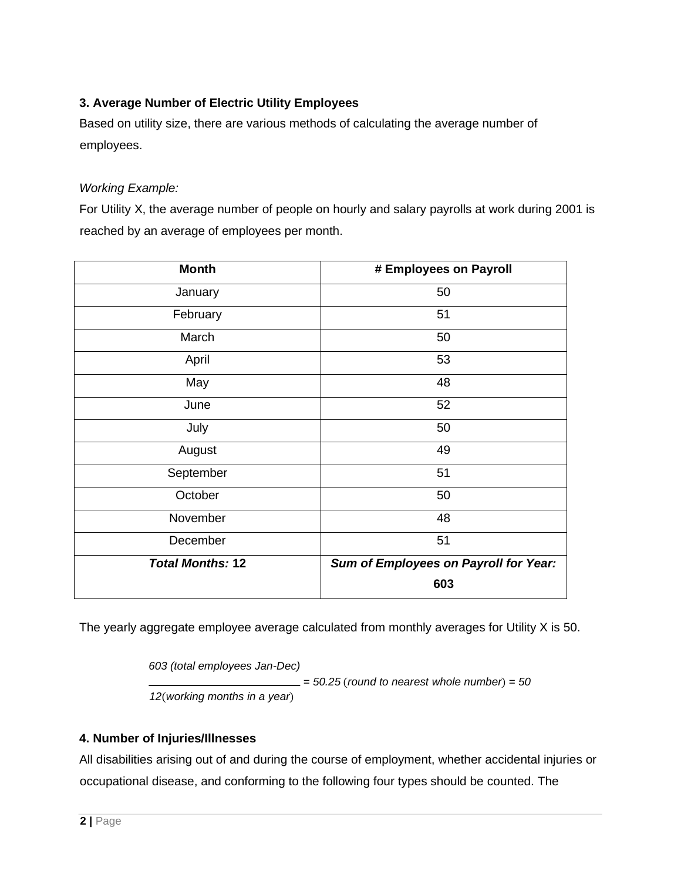### 3. Average Number of Electric Utility Employees

Based on utility size, there are various methods of calculating the average number of employees.

*Working Example:*

For Utility X, the average number of people on hourly and salary payrolls at work during 2001 is reached by an average of employees per month.

| Month | # Employees on Payroll |
|---|---|
| January | 50 |
| February | 51 |
| March | 50 |
| April | 53 |
| May | 48 |
| June | 52 |
| July | 50 |
| August | 49 |
| September | 51 |
| October | 50 |
| November | 48 |
| December | 51 |
| ***Total Months:* 12** | ***Sum of Employees on Payroll for Year:* 603** |

The yearly aggregate employee average calculated from monthly averages for Utility X is 50.

$$\frac{\text{603 (total employees Jan-Dec)}}{\text{12 (working months in a year)}} = 50.25 \text{ (round to nearest whole number)} = 50$$

### 4. Number of Injuries/Illnesses

All disabilities arising out of and during the course of employment, whether accidental injuries or occupational disease, and conforming to the following four types should be counted. The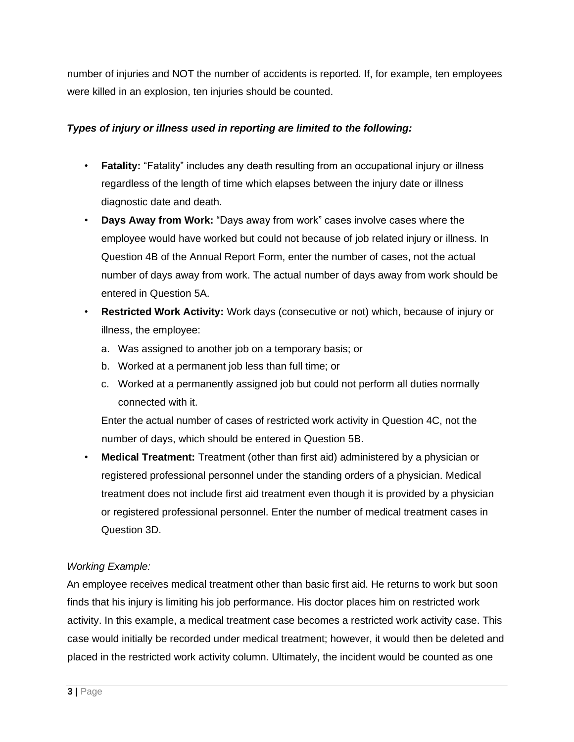number of injuries and NOT the number of accidents is reported. If, for example, ten employees were killed in an explosion, ten injuries should be counted.

***Types of injury or illness used in reporting are limited to the following:***

- **Fatality:** “Fatality” includes any death resulting from an occupational injury or illness regardless of the length of time which elapses between the injury date or illness diagnostic date and death.
- **Days Away from Work:** “Days away from work” cases involve cases where the employee would have worked but could not because of job related injury or illness. In Question 4B of the Annual Report Form, enter the number of cases, not the actual number of days away from work. The actual number of days away from work should be entered in Question 5A.
- **Restricted Work Activity:** Work days (consecutive or not) which, because of injury or illness, the employee:
  a. Was assigned to another job on a temporary basis; or
  b. Worked at a permanent job less than full time; or
  c. Worked at a permanently assigned job but could not perform all duties normally connected with it.

  Enter the actual number of cases of restricted work activity in Question 4C, not the number of days, which should be entered in Question 5B.
- **Medical Treatment:** Treatment (other than first aid) administered by a physician or registered professional personnel under the standing orders of a physician. Medical treatment does not include first aid treatment even though it is provided by a physician or registered professional personnel. Enter the number of medical treatment cases in Question 3D.

*Working Example:*

An employee receives medical treatment other than basic first aid. He returns to work but soon finds that his injury is limiting his job performance. His doctor places him on restricted work activity. In this example, a medical treatment case becomes a restricted work activity case. This case would initially be recorded under medical treatment; however, it would then be deleted and placed in the restricted work activity column. Ultimately, the incident would be counted as one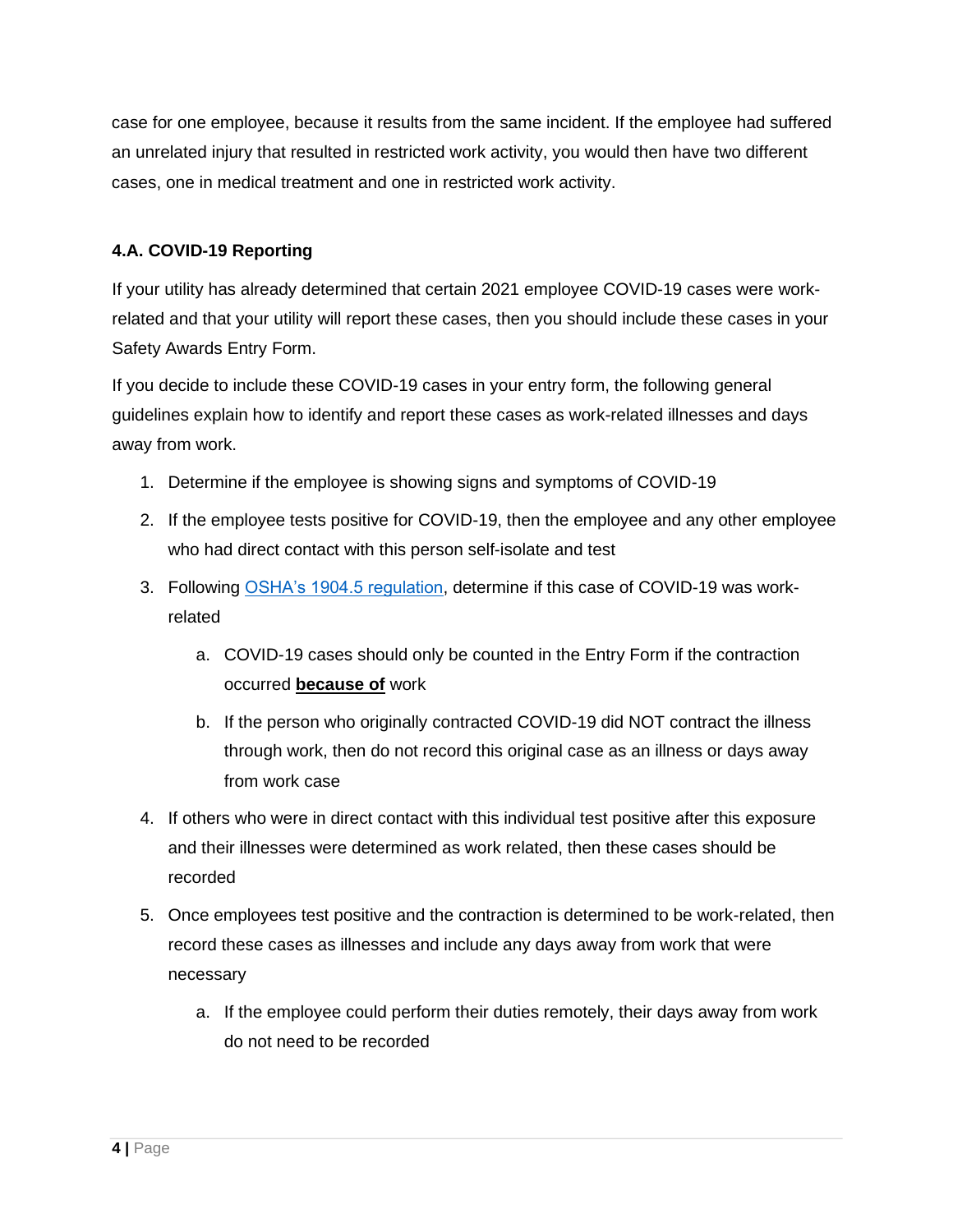case for one employee, because it results from the same incident. If the employee had suffered an unrelated injury that resulted in restricted work activity, you would then have two different cases, one in medical treatment and one in restricted work activity.

#### 4.A. COVID-19 Reporting

If your utility has already determined that certain 2021 employee COVID-19 cases were work-related and that your utility will report these cases, then you should include these cases in your Safety Awards Entry Form.

If you decide to include these COVID-19 cases in your entry form, the following general guidelines explain how to identify and report these cases as work-related illnesses and days away from work.

1. Determine if the employee is showing signs and symptoms of COVID-19
2. If the employee tests positive for COVID-19, then the employee and any other employee who had direct contact with this person self-isolate and test
3. Following [OSHA's 1904.5 regulation](), determine if this case of COVID-19 was work-related
   a. COVID-19 cases should only be counted in the Entry Form if the contraction occurred **because of** work
   b. If the person who originally contracted COVID-19 did NOT contract the illness through work, then do not record this original case as an illness or days away from work case
4. If others who were in direct contact with this individual test positive after this exposure and their illnesses were determined as work related, then these cases should be recorded
5. Once employees test positive and the contraction is determined to be work-related, then record these cases as illnesses and include any days away from work that were necessary
   a. If the employee could perform their duties remotely, their days away from work do not need to be recorded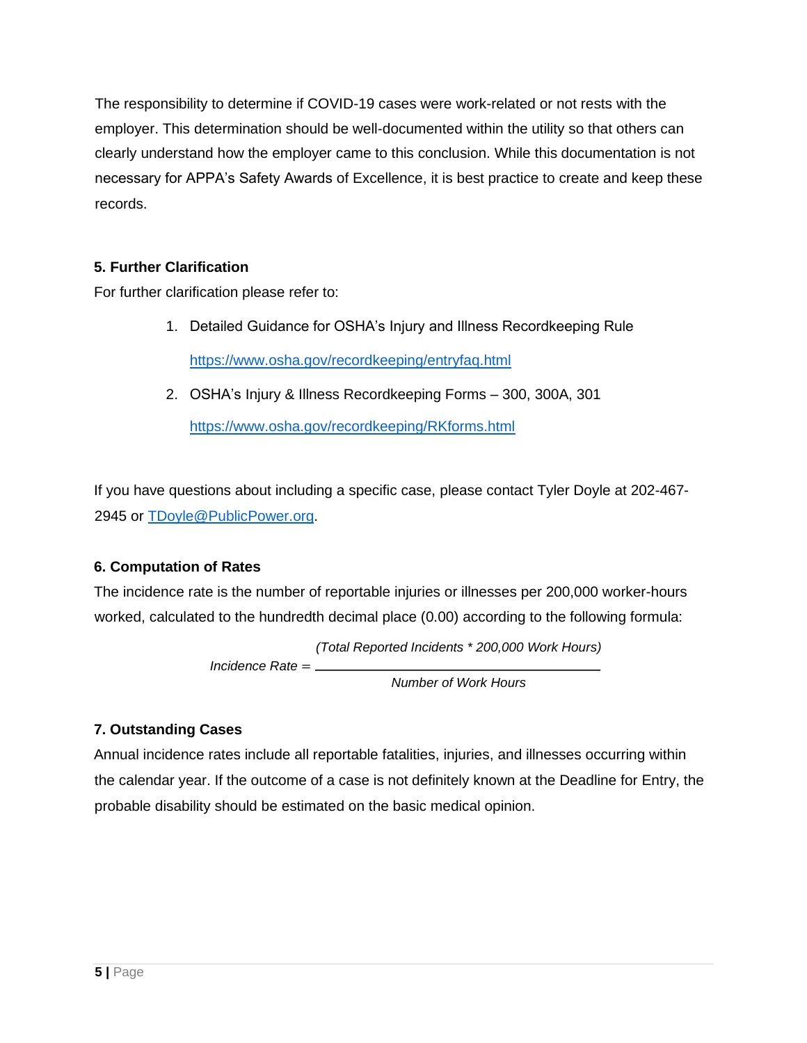The responsibility to determine if COVID-19 cases were work-related or not rests with the employer. This determination should be well-documented within the utility so that others can clearly understand how the employer came to this conclusion. While this documentation is not necessary for APPA's Safety Awards of Excellence, it is best practice to create and keep these records.

**5. Further Clarification**

For further clarification please refer to:

1. Detailed Guidance for OSHA's Injury and Illness Recordkeeping Rule

   https://www.osha.gov/recordkeeping/entryfaq.html

2. OSHA's Injury & Illness Recordkeeping Forms – 300, 300A, 301

   https://www.osha.gov/recordkeeping/RKforms.html

If you have questions about including a specific case, please contact Tyler Doyle at 202-467-2945 or TDoyle@PublicPower.org.

**6. Computation of Rates**

The incidence rate is the number of reportable injuries or illnesses per 200,000 worker-hours worked, calculated to the hundredth decimal place (0.00) according to the following formula:

$$\textit{Incidence Rate} = \frac{(\textit{Total Reported Incidents} * 200{,}000 \textit{ Work Hours})}{\textit{Number of Work Hours}}$$

**7. Outstanding Cases**

Annual incidence rates include all reportable fatalities, injuries, and illnesses occurring within the calendar year. If the outcome of a case is not definitely known at the Deadline for Entry, the probable disability should be estimated on the basic medical opinion.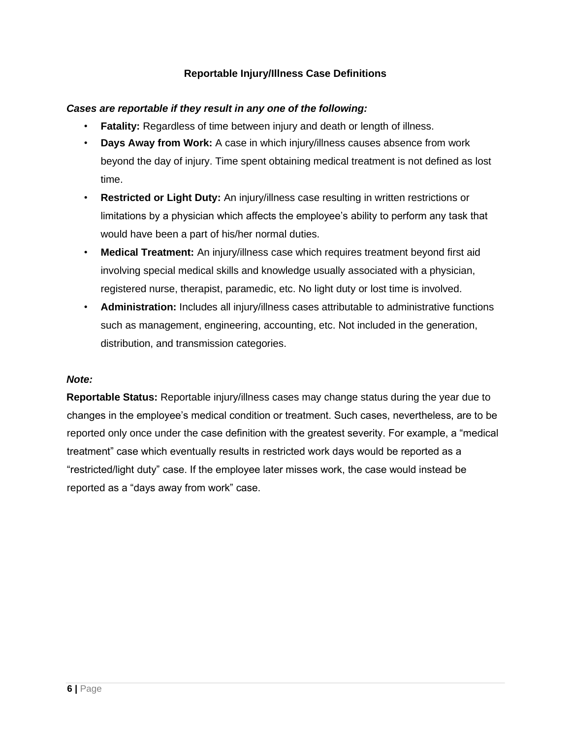## Reportable Injury/Illness Case Definitions

***Cases are reportable if they result in any one of the following:***

- **Fatality:** Regardless of time between injury and death or length of illness.
- **Days Away from Work:** A case in which injury/illness causes absence from work beyond the day of injury. Time spent obtaining medical treatment is not defined as lost time.
- **Restricted or Light Duty:** An injury/illness case resulting in written restrictions or limitations by a physician which affects the employee's ability to perform any task that would have been a part of his/her normal duties.
- **Medical Treatment:** An injury/illness case which requires treatment beyond first aid involving special medical skills and knowledge usually associated with a physician, registered nurse, therapist, paramedic, etc. No light duty or lost time is involved.
- **Administration:** Includes all injury/illness cases attributable to administrative functions such as management, engineering, accounting, etc. Not included in the generation, distribution, and transmission categories.

***Note:***

**Reportable Status:** Reportable injury/illness cases may change status during the year due to changes in the employee's medical condition or treatment. Such cases, nevertheless, are to be reported only once under the case definition with the greatest severity. For example, a "medical treatment" case which eventually results in restricted work days would be reported as a "restricted/light duty" case. If the employee later misses work, the case would instead be reported as a "days away from work" case.